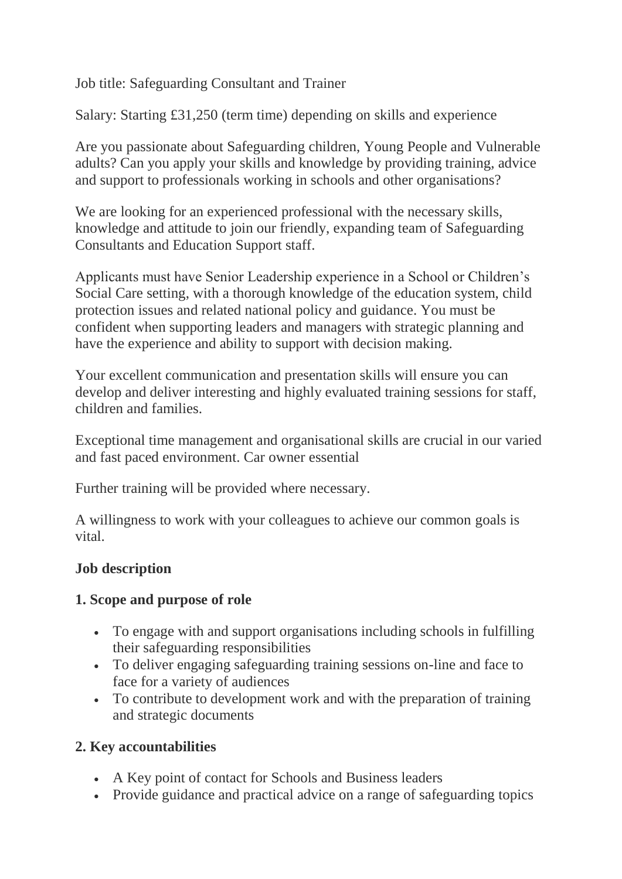Job title: Safeguarding Consultant and Trainer

Salary: Starting £31,250 (term time) depending on skills and experience

Are you passionate about Safeguarding children, Young People and Vulnerable adults? Can you apply your skills and knowledge by providing training, advice and support to professionals working in schools and other organisations?

We are looking for an experienced professional with the necessary skills, knowledge and attitude to join our friendly, expanding team of Safeguarding Consultants and Education Support staff.

Applicants must have Senior Leadership experience in a School or Children's Social Care setting, with a thorough knowledge of the education system, child protection issues and related national policy and guidance. You must be confident when supporting leaders and managers with strategic planning and have the experience and ability to support with decision making.

Your excellent communication and presentation skills will ensure you can develop and deliver interesting and highly evaluated training sessions for staff, children and families.

Exceptional time management and organisational skills are crucial in our varied and fast paced environment. Car owner essential

Further training will be provided where necessary.

A willingness to work with your colleagues to achieve our common goals is vital.

**Job description**

**1. Scope and purpose of role**

- To engage with and support organisations including schools in fulfilling their safeguarding responsibilities
- To deliver engaging safeguarding training sessions on-line and face to face for a variety of audiences
- To contribute to development work and with the preparation of training and strategic documents

**2. Key accountabilities**

- A Key point of contact for Schools and Business leaders
- Provide guidance and practical advice on a range of safeguarding topics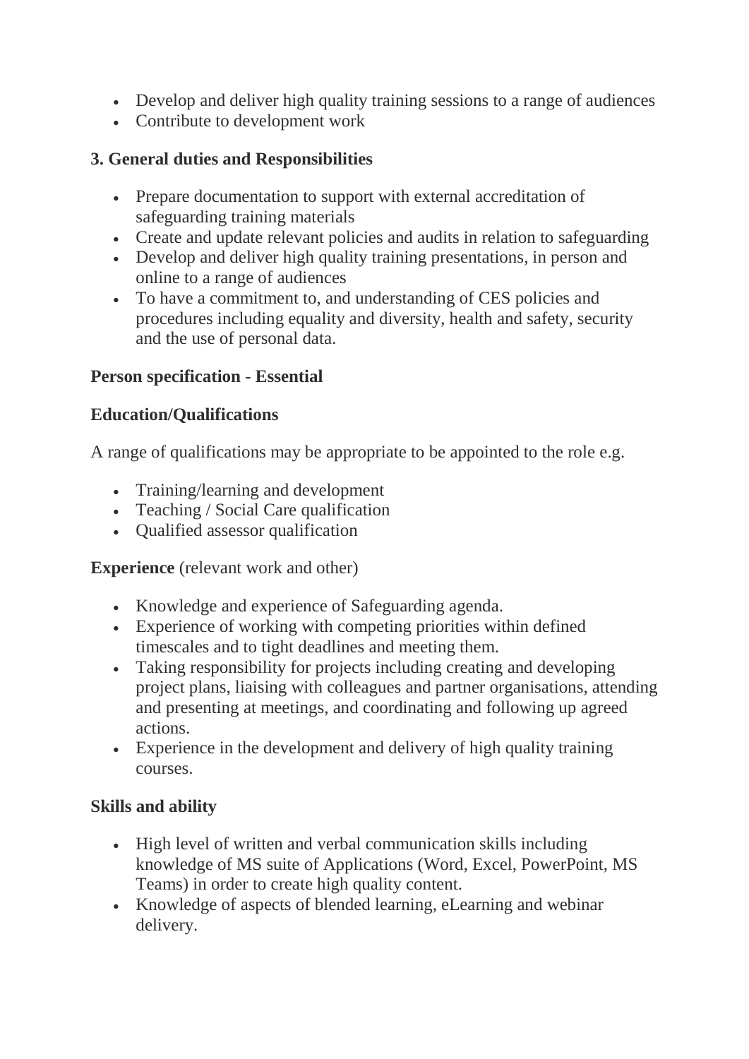- Develop and deliver high quality training sessions to a range of audiences
- Contribute to development work

**3. General duties and Responsibilities**

- Prepare documentation to support with external accreditation of safeguarding training materials
- Create and update relevant policies and audits in relation to safeguarding
- Develop and deliver high quality training presentations, in person and online to a range of audiences
- To have a commitment to, and understanding of CES policies and procedures including equality and diversity, health and safety, security and the use of personal data.

**Person specification - Essential**

**Education/Qualifications**

A range of qualifications may be appropriate to be appointed to the role e.g.

- Training/learning and development
- Teaching / Social Care qualification
- Qualified assessor qualification

**Experience** (relevant work and other)

- Knowledge and experience of Safeguarding agenda.
- Experience of working with competing priorities within defined timescales and to tight deadlines and meeting them.
- Taking responsibility for projects including creating and developing project plans, liaising with colleagues and partner organisations, attending and presenting at meetings, and coordinating and following up agreed actions.
- Experience in the development and delivery of high quality training courses.

**Skills and ability**

- High level of written and verbal communication skills including knowledge of MS suite of Applications (Word, Excel, PowerPoint, MS Teams) in order to create high quality content.
- Knowledge of aspects of blended learning, eLearning and webinar delivery.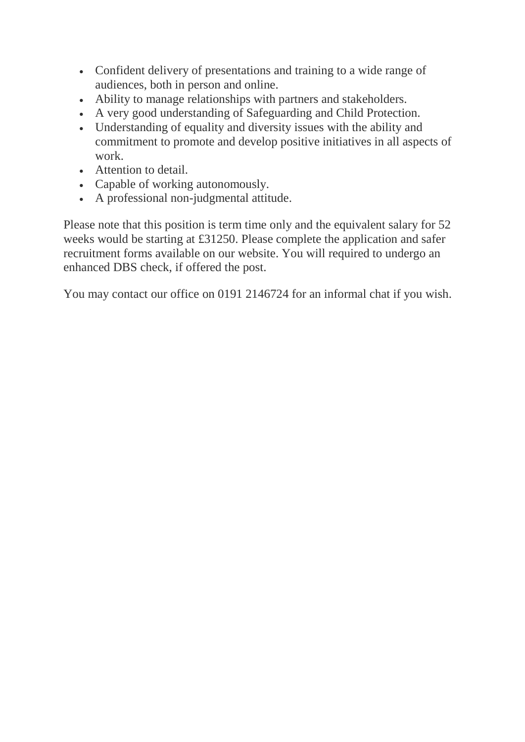- Confident delivery of presentations and training to a wide range of audiences, both in person and online.
- Ability to manage relationships with partners and stakeholders.
- A very good understanding of Safeguarding and Child Protection.
- Understanding of equality and diversity issues with the ability and commitment to promote and develop positive initiatives in all aspects of work.
- Attention to detail.
- Capable of working autonomously.
- A professional non-judgmental attitude.

Please note that this position is term time only and the equivalent salary for 52 weeks would be starting at £31250. Please complete the application and safer recruitment forms available on our website. You will required to undergo an enhanced DBS check, if offered the post.

You may contact our office on 0191 2146724 for an informal chat if you wish.